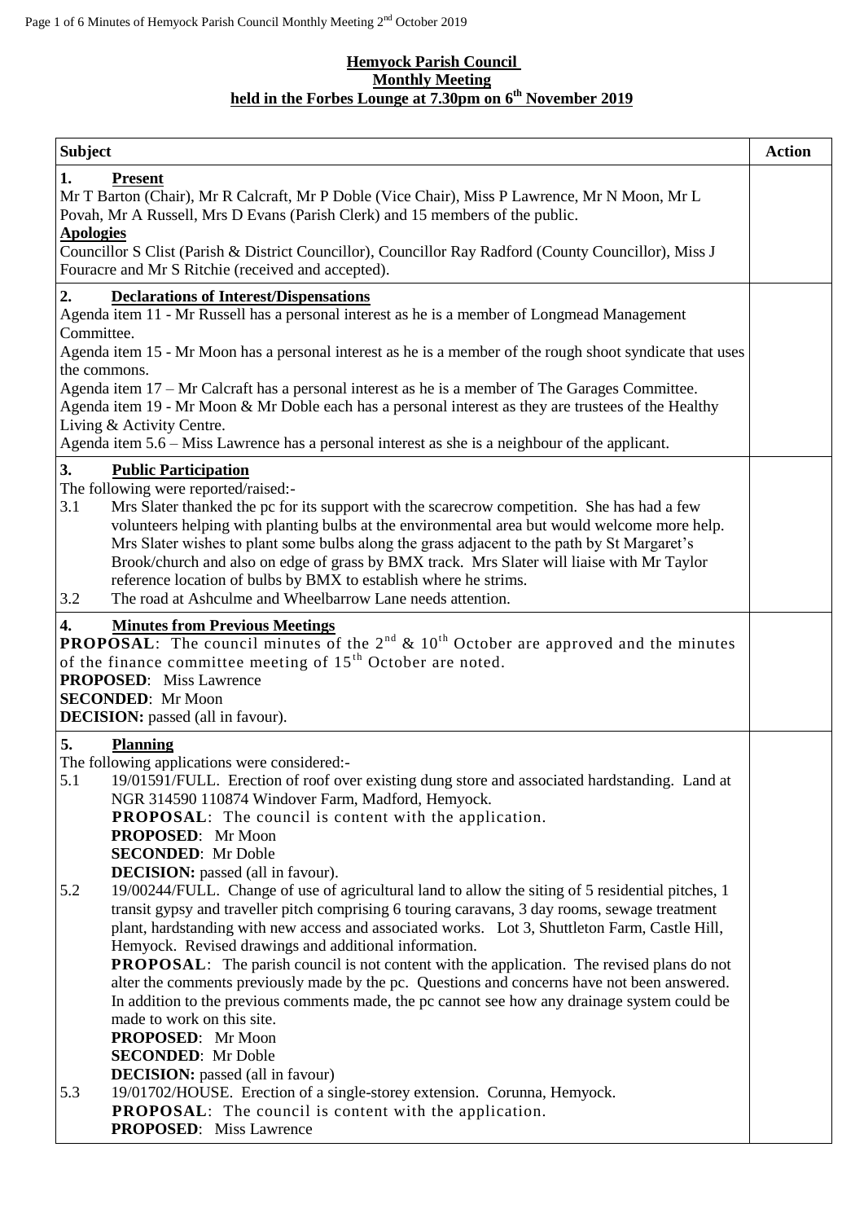**Hemyock Parish Council**
**Monthly Meeting**
**held in the Forbes Lounge at 7.30pm on 6th November 2019**

| Subject | Action |
|---|---|
| **1. Present**<br>Mr T Barton (Chair), Mr R Calcraft, Mr P Doble (Vice Chair), Miss P Lawrence, Mr N Moon, Mr L Povah, Mr A Russell, Mrs D Evans (Parish Clerk) and 15 members of the public.<br>**Apologies**<br>Councillor S Clist (Parish & District Councillor), Councillor Ray Radford (County Councillor), Miss J Fouracre and Mr S Ritchie (received and accepted). | |
| **2. Declarations of Interest/Dispensations**<br>Agenda item 11 - Mr Russell has a personal interest as he is a member of Longmead Management Committee.<br>Agenda item 15 - Mr Moon has a personal interest as he is a member of the rough shoot syndicate that uses the commons.<br>Agenda item 17 – Mr Calcraft has a personal interest as he is a member of The Garages Committee.<br>Agenda item 19 - Mr Moon & Mr Doble each has a personal interest as they are trustees of the Healthy Living & Activity Centre.<br>Agenda item 5.6 – Miss Lawrence has a personal interest as she is a neighbour of the applicant. | |
| **3. Public Participation**<br>The following were reported/raised:-<br>3.1 Mrs Slater thanked the pc for its support with the scarecrow competition. She has had a few volunteers helping with planting bulbs at the environmental area but would welcome more help. Mrs Slater wishes to plant some bulbs along the grass adjacent to the path by St Margaret's Brook/church and also on edge of grass by BMX track. Mrs Slater will liaise with Mr Taylor reference location of bulbs by BMX to establish where he strims.<br>3.2 The road at Ashculme and Wheelbarrow Lane needs attention. | |
| **4. Minutes from Previous Meetings**<br>**PROPOSAL**: The council minutes of the 2nd & 10th October are approved and the minutes of the finance committee meeting of 15th October are noted.<br>**PROPOSED**: Miss Lawrence<br>**SECONDED**: Mr Moon<br>**DECISION:** passed (all in favour). | |
| **5. Planning**<br>The following applications were considered:-<br>5.1 19/01591/FULL. Erection of roof over existing dung store and associated hardstanding. Land at NGR 314590 110874 Windover Farm, Madford, Hemyock.<br>**PROPOSAL**: The council is content with the application.<br>**PROPOSED**: Mr Moon<br>**SECONDED**: Mr Doble<br>**DECISION:** passed (all in favour).<br>5.2 19/00244/FULL. Change of use of agricultural land to allow the siting of 5 residential pitches, 1 transit gypsy and traveller pitch comprising 6 touring caravans, 3 day rooms, sewage treatment plant, hardstanding with new access and associated works. Lot 3, Shuttleton Farm, Castle Hill, Hemyock. Revised drawings and additional information.<br>**PROPOSAL**: The parish council is not content with the application. The revised plans do not alter the comments previously made by the pc. Questions and concerns have not been answered. In addition to the previous comments made, the pc cannot see how any drainage system could be made to work on this site.<br>**PROPOSED**: Mr Moon<br>**SECONDED**: Mr Doble<br>**DECISION:** passed (all in favour)<br>5.3 19/01702/HOUSE. Erection of a single-storey extension. Corunna, Hemyock.<br>**PROPOSAL**: The council is content with the application.<br>**PROPOSED**: Miss Lawrence | |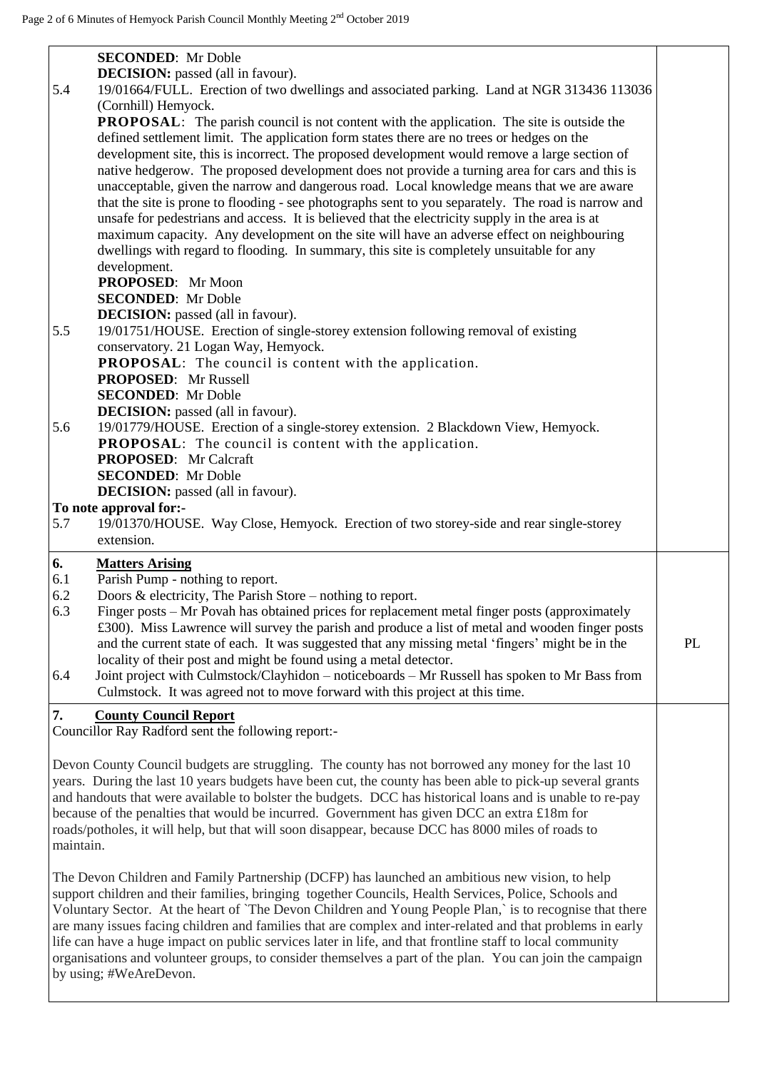**SECONDED**: Mr Doble

**DECISION:** passed (all in favour).

5.4 19/01664/FULL. Erection of two dwellings and associated parking. Land at NGR 313436 113036 (Cornhill) Hemyock.

**PROPOSAL**: The parish council is not content with the application. The site is outside the defined settlement limit. The application form states there are no trees or hedges on the development site, this is incorrect. The proposed development would remove a large section of native hedgerow. The proposed development does not provide a turning area for cars and this is unacceptable, given the narrow and dangerous road. Local knowledge means that we are aware that the site is prone to flooding - see photographs sent to you separately. The road is narrow and unsafe for pedestrians and access. It is believed that the electricity supply in the area is at maximum capacity. Any development on the site will have an adverse effect on neighbouring dwellings with regard to flooding. In summary, this site is completely unsuitable for any development.

**PROPOSED**: Mr Moon

**SECONDED**: Mr Doble

**DECISION:** passed (all in favour).

5.5 19/01751/HOUSE. Erection of single-storey extension following removal of existing conservatory. 21 Logan Way, Hemyock.

**PROPOSAL**: The council is content with the application.

**PROPOSED**: Mr Russell

**SECONDED**: Mr Doble

**DECISION:** passed (all in favour).

5.6 19/01779/HOUSE. Erection of a single-storey extension. 2 Blackdown View, Hemyock.

**PROPOSAL**: The council is content with the application.

**PROPOSED**: Mr Calcraft

**SECONDED**: Mr Doble

**DECISION:** passed (all in favour).

**To note approval for:-**

5.7 19/01370/HOUSE. Way Close, Hemyock. Erection of two storey-side and rear single-storey extension.

## 6. Matters Arising

6.1 Parish Pump - nothing to report.

6.2 Doors & electricity, The Parish Store – nothing to report.

6.3 Finger posts – Mr Povah has obtained prices for replacement metal finger posts (approximately £300). Miss Lawrence will survey the parish and produce a list of metal and wooden finger posts and the current state of each. It was suggested that any missing metal 'fingers' might be in the locality of their post and might be found using a metal detector. **PL**

6.4 Joint project with Culmstock/Clayhidon – noticeboards – Mr Russell has spoken to Mr Bass from Culmstock. It was agreed not to move forward with this project at this time.

## 7. County Council Report

Councillor Ray Radford sent the following report:-

Devon County Council budgets are struggling. The county has not borrowed any money for the last 10 years. During the last 10 years budgets have been cut, the county has been able to pick-up several grants and handouts that were available to bolster the budgets. DCC has historical loans and is unable to re-pay because of the penalties that would be incurred. Government has given DCC an extra £18m for roads/potholes, it will help, but that will soon disappear, because DCC has 8000 miles of roads to maintain.

The Devon Children and Family Partnership (DCFP) has launched an ambitious new vision, to help support children and their families, bringing together Councils, Health Services, Police, Schools and Voluntary Sector. At the heart of `The Devon Children and Young People Plan,` is to recognise that there are many issues facing children and families that are complex and inter-related and that problems in early life can have a huge impact on public services later in life, and that frontline staff to local community organisations and volunteer groups, to consider themselves a part of the plan. You can join the campaign by using; #WeAreDevon.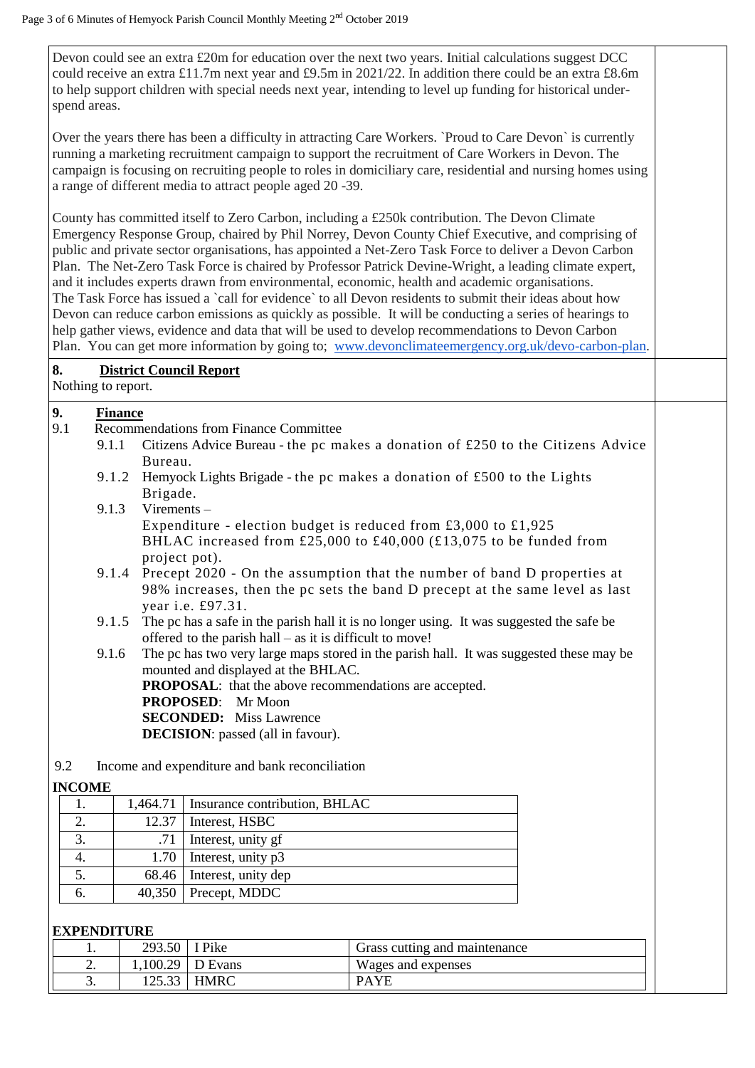Devon could see an extra £20m for education over the next two years. Initial calculations suggest DCC could receive an extra £11.7m next year and £9.5m in 2021/22. In addition there could be an extra £8.6m to help support children with special needs next year, intending to level up funding for historical under-spend areas.

Over the years there has been a difficulty in attracting Care Workers. `Proud to Care Devon` is currently running a marketing recruitment campaign to support the recruitment of Care Workers in Devon. The campaign is focusing on recruiting people to roles in domiciliary care, residential and nursing homes using a range of different media to attract people aged 20 -39.

County has committed itself to Zero Carbon, including a £250k contribution. The Devon Climate Emergency Response Group, chaired by Phil Norrey, Devon County Chief Executive, and comprising of public and private sector organisations, has appointed a Net-Zero Task Force to deliver a Devon Carbon Plan. The Net-Zero Task Force is chaired by Professor Patrick Devine-Wright, a leading climate expert, and it includes experts drawn from environmental, economic, health and academic organisations.
The Task Force has issued a `call for evidence` to all Devon residents to submit their ideas about how Devon can reduce carbon emissions as quickly as possible. It will be conducting a series of hearings to help gather views, evidence and data that will be used to develop recommendations to Devon Carbon Plan. You can get more information by going to; www.devonclimateemergency.org.uk/devo-carbon-plan.

## 8. District Council Report

Nothing to report.

## 9. Finance

9.1 Recommendations from Finance Committee

- 9.1.1 Citizens Advice Bureau - the pc makes a donation of £250 to the Citizens Advice Bureau.
- 9.1.2 Hemyock Lights Brigade - the pc makes a donation of £500 to the Lights Brigade.
- 9.1.3 Virements –
  Expenditure - election budget is reduced from £3,000 to £1,925
  BHLAC increased from £25,000 to £40,000 (£13,075 to be funded from project pot).
- 9.1.4 Precept 2020 - On the assumption that the number of band D properties at 98% increases, then the pc sets the band D precept at the same level as last year i.e. £97.31.
- 9.1.5 The pc has a safe in the parish hall it is no longer using. It was suggested the safe be offered to the parish hall – as it is difficult to move!
- 9.1.6 The pc has two very large maps stored in the parish hall. It was suggested these may be mounted and displayed at the BHLAC.

**PROPOSAL**: that the above recommendations are accepted.
**PROPOSED**: Mr Moon
**SECONDED:** Miss Lawrence
**DECISION**: passed (all in favour).

9.2 Income and expenditure and bank reconciliation

**INCOME**

| | | |
|---|---|---|
| 1. | 1,464.71 | Insurance contribution, BHLAC |
| 2. | 12.37 | Interest, HSBC |
| 3. | .71 | Interest, unity gf |
| 4. | 1.70 | Interest, unity p3 |
| 5. | 68.46 | Interest, unity dep |
| 6. | 40,350 | Precept, MDDC |

**EXPENDITURE**

| | | | |
|---|---|---|---|
| 1. | 293.50 | I Pike | Grass cutting and maintenance |
| 2. | 1,100.29 | D Evans | Wages and expenses |
| 3. | 125.33 | HMRC | PAYE |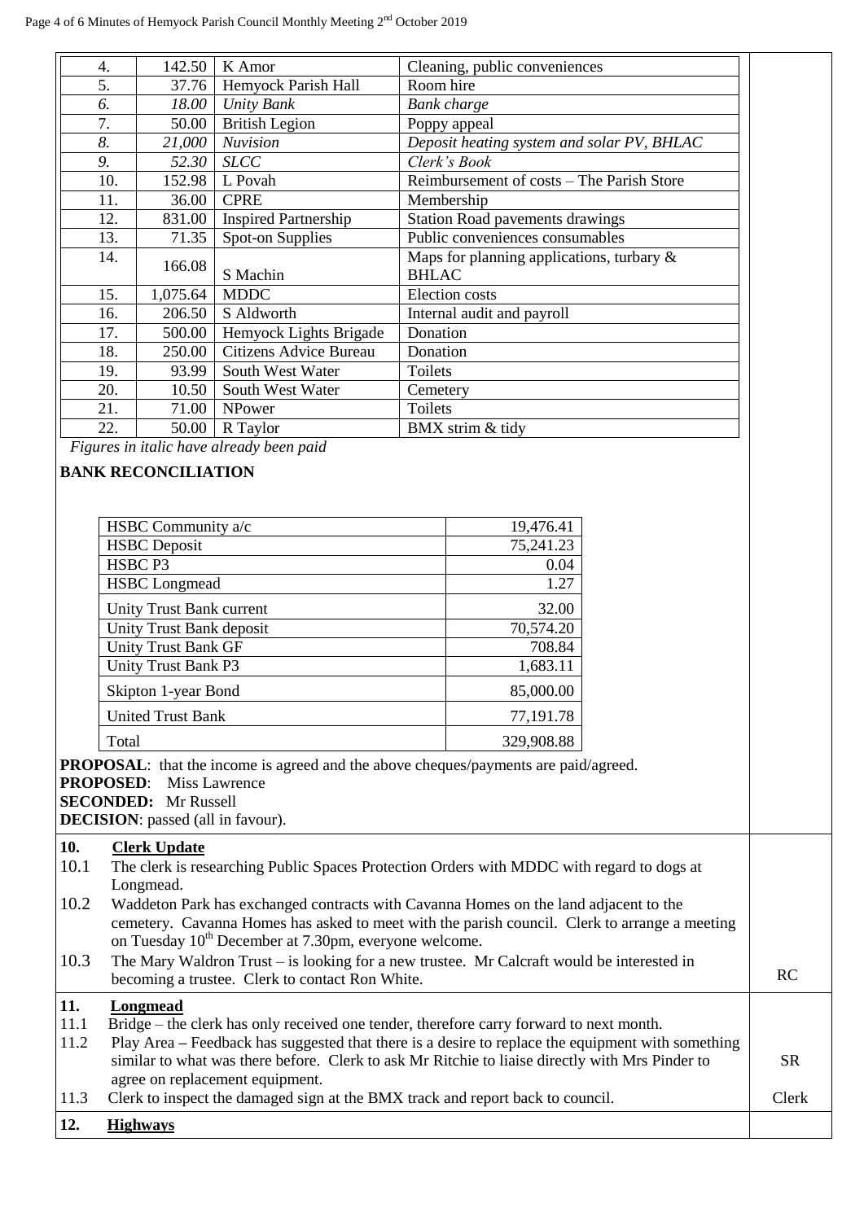| | | | |
|---|---|---|---|
| 4. | 142.50 | K Amor | Cleaning, public conveniences |
| 5. | 37.76 | Hemyock Parish Hall | Room hire |
| *6.* | *18.00* | *Unity Bank* | *Bank charge* |
| 7. | 50.00 | British Legion | Poppy appeal |
| *8.* | *21,000* | *Nuvision* | *Deposit heating system and solar PV, BHLAC* |
| *9.* | *52.30* | *SLCC* | *Clerk's Book* |
| 10. | 152.98 | L Povah | Reimbursement of costs – The Parish Store |
| 11. | 36.00 | CPRE | Membership |
| 12. | 831.00 | Inspired Partnership | Station Road pavements drawings |
| 13. | 71.35 | Spot-on Supplies | Public conveniences consumables |
| 14. | 166.08 | S Machin | Maps for planning applications, turbary & BHLAC |
| 15. | 1,075.64 | MDDC | Election costs |
| 16. | 206.50 | S Aldworth | Internal audit and payroll |
| 17. | 500.00 | Hemyock Lights Brigade | Donation |
| 18. | 250.00 | Citizens Advice Bureau | Donation |
| 19. | 93.99 | South West Water | Toilets |
| 20. | 10.50 | South West Water | Cemetery |
| 21. | 71.00 | NPower | Toilets |
| 22. | 50.00 | R Taylor | BMX strim & tidy |

*Figures in italic have already been paid*

**BANK RECONCILIATION**

| | |
|---|---|
| HSBC Community a/c | 19,476.41 |
| HSBC Deposit | 75,241.23 |
| HSBC P3 | 0.04 |
| HSBC Longmead | 1.27 |
| Unity Trust Bank current | 32.00 |
| Unity Trust Bank deposit | 70,574.20 |
| Unity Trust Bank GF | 708.84 |
| Unity Trust Bank P3 | 1,683.11 |
| Skipton 1-year Bond | 85,000.00 |
| United Trust Bank | 77,191.78 |
| Total | 329,908.88 |

**PROPOSAL**: that the income is agreed and the above cheques/payments are paid/agreed.
**PROPOSED**: Miss Lawrence
**SECONDED:** Mr Russell
**DECISION**: passed (all in favour).

**10. Clerk Update**

10.1 The clerk is researching Public Spaces Protection Orders with MDDC with regard to dogs at Longmead.

10.2 Waddeton Park has exchanged contracts with Cavanna Homes on the land adjacent to the cemetery. Cavanna Homes has asked to meet with the parish council. Clerk to arrange a meeting on Tuesday 10th December at 7.30pm, everyone welcome.

10.3 The Mary Waldron Trust – is looking for a new trustee. Mr Calcraft would be interested in becoming a trustee. Clerk to contact Ron White. — RC

**11. Longmead**

11.1 Bridge – the clerk has only received one tender, therefore carry forward to next month.

11.2 Play Area – Feedback has suggested that there is a desire to replace the equipment with something similar to what was there before. Clerk to ask Mr Ritchie to liaise directly with Mrs Pinder to agree on replacement equipment. — SR

11.3 Clerk to inspect the damaged sign at the BMX track and report back to council. — Clerk

**12. Highways**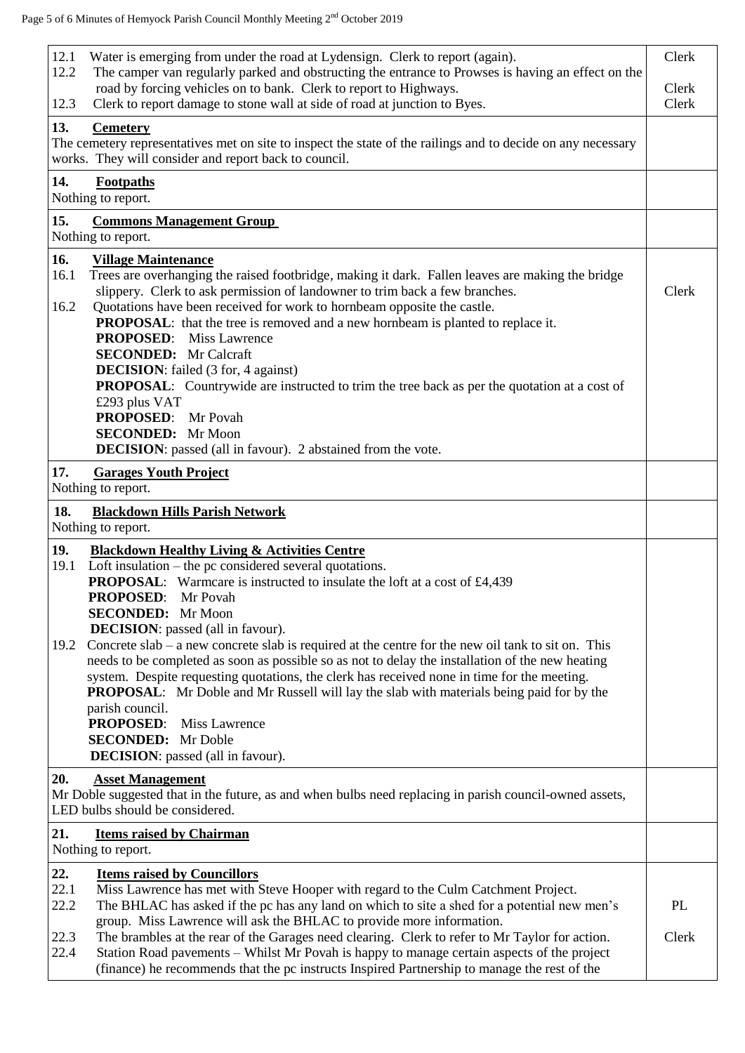| | |
|---|---|
| 12.1 Water is emerging from under the road at Lydensign. Clerk to report (again).<br>12.2 The camper van regularly parked and obstructing the entrance to Prowses is having an effect on the road by forcing vehicles on to bank. Clerk to report to Highways.<br>12.3 Clerk to report damage to stone wall at side of road at junction to Byes. | Clerk<br><br>Clerk<br>Clerk |
| **13. Cemetery**<br>The cemetery representatives met on site to inspect the state of the railings and to decide on any necessary works. They will consider and report back to council. | |
| **14. Footpaths**<br>Nothing to report. | |
| **15. Commons Management Group**<br>Nothing to report. | |
| **16. Village Maintenance**<br>16.1 Trees are overhanging the raised footbridge, making it dark. Fallen leaves are making the bridge slippery. Clerk to ask permission of landowner to trim back a few branches.<br>16.2 Quotations have been received for work to hornbeam opposite the castle.<br>**PROPOSAL**: that the tree is removed and a new hornbeam is planted to replace it.<br>**PROPOSED**: Miss Lawrence<br>**SECONDED:** Mr Calcraft<br>**DECISION**: failed (3 for, 4 against)<br>**PROPOSAL**: Countrywide are instructed to trim the tree back as per the quotation at a cost of £293 plus VAT<br>**PROPOSED**: Mr Povah<br>**SECONDED:** Mr Moon<br>**DECISION**: passed (all in favour). 2 abstained from the vote. | <br>Clerk |
| **17. Garages Youth Project**<br>Nothing to report. | |
| **18. Blackdown Hills Parish Network**<br>Nothing to report. | |
| **19. Blackdown Healthy Living & Activities Centre**<br>19.1 Loft insulation – the pc considered several quotations.<br>**PROPOSAL**: Warmcare is instructed to insulate the loft at a cost of £4,439<br>**PROPOSED**: Mr Povah<br>**SECONDED:** Mr Moon<br>**DECISION**: passed (all in favour).<br>19.2 Concrete slab – a new concrete slab is required at the centre for the new oil tank to sit on. This needs to be completed as soon as possible so as not to delay the installation of the new heating system. Despite requesting quotations, the clerk has received none in time for the meeting.<br>**PROPOSAL**: Mr Doble and Mr Russell will lay the slab with materials being paid for by the parish council.<br>**PROPOSED**: Miss Lawrence<br>**SECONDED:** Mr Doble<br>**DECISION**: passed (all in favour). | |
| **20. Asset Management**<br>Mr Doble suggested that in the future, as and when bulbs need replacing in parish council-owned assets, LED bulbs should be considered. | |
| **21. Items raised by Chairman**<br>Nothing to report. | |
| **22. Items raised by Councillors**<br>22.1 Miss Lawrence has met with Steve Hooper with regard to the Culm Catchment Project.<br>22.2 The BHLAC has asked if the pc has any land on which to site a shed for a potential new men's group. Miss Lawrence will ask the BHLAC to provide more information.<br>22.3 The brambles at the rear of the Garages need clearing. Clerk to refer to Mr Taylor for action.<br>22.4 Station Road pavements – Whilst Mr Povah is happy to manage certain aspects of the project (finance) he recommends that the pc instructs Inspired Partnership to manage the rest of the | <br><br>PL<br><br>Clerk |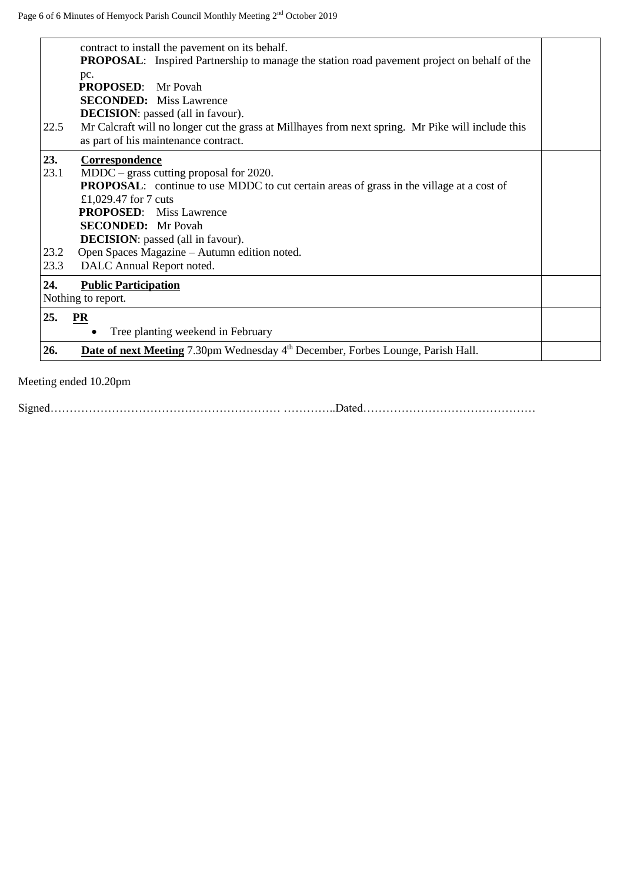| | |
|---|---|
| contract to install the pavement on its behalf.<br>**PROPOSAL**: Inspired Partnership to manage the station road pavement project on behalf of the pc.<br>**PROPOSED**: Mr Povah<br>**SECONDED:** Miss Lawrence<br>**DECISION**: passed (all in favour).<br>22.5 Mr Calcraft will no longer cut the grass at Millhayes from next spring. Mr Pike will include this as part of his maintenance contract. | |
| **23. Correspondence**<br>23.1 MDDC – grass cutting proposal for 2020.<br>**PROPOSAL**: continue to use MDDC to cut certain areas of grass in the village at a cost of £1,029.47 for 7 cuts<br>**PROPOSED**: Miss Lawrence<br>**SECONDED:** Mr Povah<br>**DECISION**: passed (all in favour).<br>23.2 Open Spaces Magazine – Autumn edition noted.<br>23.3 DALC Annual Report noted. | |
| **24. Public Participation**<br>Nothing to report. | |
| **25. PR**<br>• Tree planting weekend in February | |
| **26. Date of next Meeting** 7.30pm Wednesday 4th December, Forbes Lounge, Parish Hall. | |

Meeting ended 10.20pm

Signed…………………………………………………… …………..Dated………………………………………